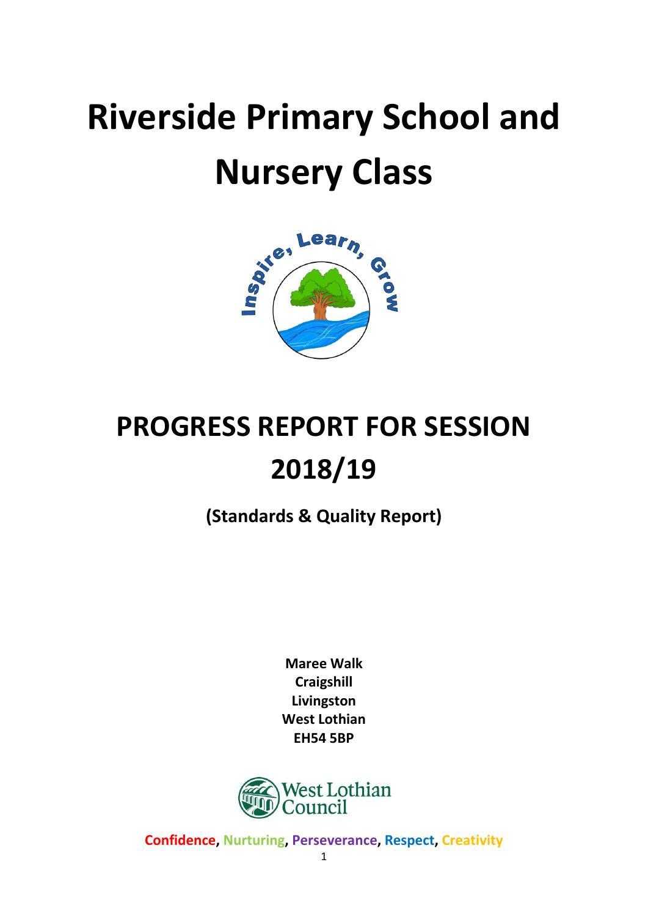# Riverside Primary School and Nursery Class

# PROGRESS REPORT FOR SESSION 2018/19

**(Standards & Quality Report)**

**Maree Walk**
**Craigshill**
**Livingston**
**West Lothian**
**EH54 5BP**

**Confidence, Nurturing, Perseverance, Respect, Creativity**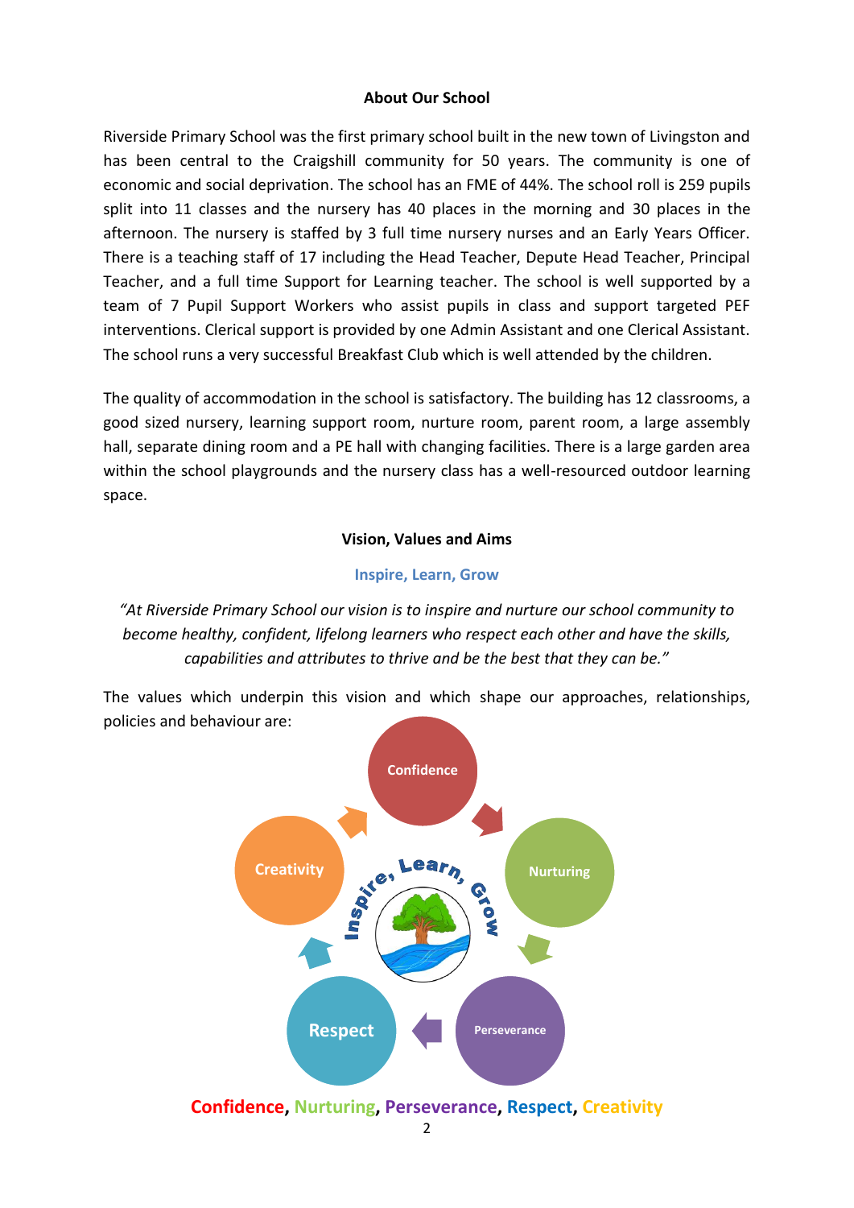## About Our School

Riverside Primary School was the first primary school built in the new town of Livingston and has been central to the Craigshill community for 50 years. The community is one of economic and social deprivation. The school has an FME of 44%. The school roll is 259 pupils split into 11 classes and the nursery has 40 places in the morning and 30 places in the afternoon. The nursery is staffed by 3 full time nursery nurses and an Early Years Officer. There is a teaching staff of 17 including the Head Teacher, Depute Head Teacher, Principal Teacher, and a full time Support for Learning teacher. The school is well supported by a team of 7 Pupil Support Workers who assist pupils in class and support targeted PEF interventions. Clerical support is provided by one Admin Assistant and one Clerical Assistant. The school runs a very successful Breakfast Club which is well attended by the children.

The quality of accommodation in the school is satisfactory. The building has 12 classrooms, a good sized nursery, learning support room, nurture room, parent room, a large assembly hall, separate dining room and a PE hall with changing facilities. There is a large garden area within the school playgrounds and the nursery class has a well-resourced outdoor learning space.

## Vision, Values and Aims

**Inspire, Learn, Grow**

*"At Riverside Primary School our vision is to inspire and nurture our school community to become healthy, confident, lifelong learners who respect each other and have the skills, capabilities and attributes to thrive and be the best that they can be."*

The values which underpin this vision and which shape our approaches, relationships, policies and behaviour are:

Confidence → Nurturing → Perseverance → Respect → Creativity

Inspire, Learn, Grow

**Confidence, Nurturing, Perseverance, Respect, Creativity**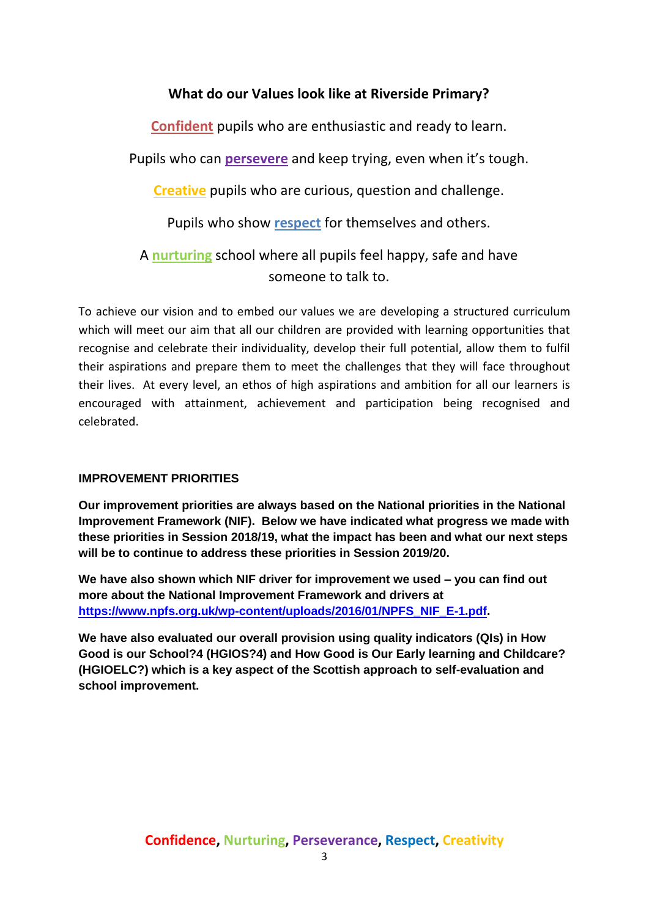## What do our Values look like at Riverside Primary?

**Confident** pupils who are enthusiastic and ready to learn.

Pupils who can **persevere** and keep trying, even when it's tough.

**Creative** pupils who are curious, question and challenge.

Pupils who show **respect** for themselves and others.

A **nurturing** school where all pupils feel happy, safe and have someone to talk to.

To achieve our vision and to embed our values we are developing a structured curriculum which will meet our aim that all our children are provided with learning opportunities that recognise and celebrate their individuality, develop their full potential, allow them to fulfil their aspirations and prepare them to meet the challenges that they will face throughout their lives. At every level, an ethos of high aspirations and ambition for all our learners is encouraged with attainment, achievement and participation being recognised and celebrated.

### IMPROVEMENT PRIORITIES

**Our improvement priorities are always based on the National priorities in the National Improvement Framework (NIF). Below we have indicated what progress we made with these priorities in Session 2018/19, what the impact has been and what our next steps will be to continue to address these priorities in Session 2019/20.**

**We have also shown which NIF driver for improvement we used – you can find out more about the National Improvement Framework and drivers at [https://www.npfs.org.uk/wp-content/uploads/2016/01/NPFS_NIF_E-1.pdf](https://www.npfs.org.uk/wp-content/uploads/2016/01/NPFS_NIF_E-1.pdf).**

**We have also evaluated our overall provision using quality indicators (QIs) in How Good is our School?4 (HGIOS?4) and How Good is Our Early learning and Childcare? (HGIOELC?) which is a key aspect of the Scottish approach to self-evaluation and school improvement.**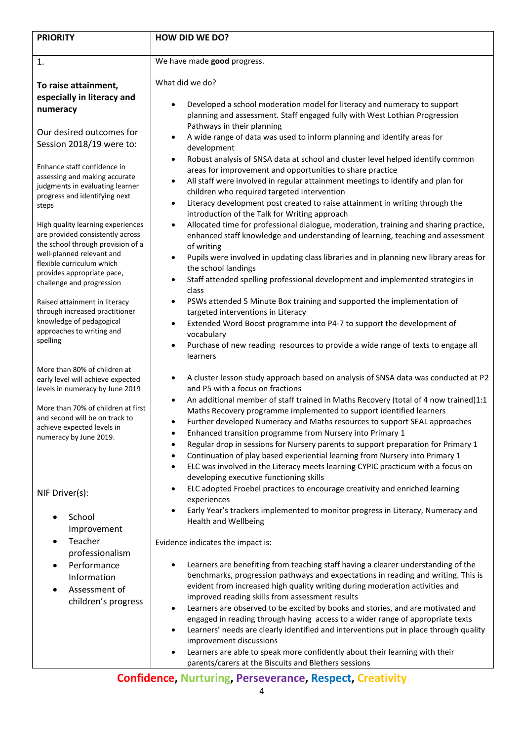| PRIORITY | HOW DID WE DO? |
|---|---|
| 1.<br><br>**To raise attainment, especially in literacy and numeracy**<br><br>Our desired outcomes for Session 2018/19 were to:<br><br>Enhance staff confidence in assessing and making accurate judgments in evaluating learner progress and identifying next steps<br><br>High quality learning experiences are provided consistently across the school through provision of a well-planned relevant and flexible curriculum which provides appropriate pace, challenge and progression<br><br>Raised attainment in literacy through increased practitioner knowledge of pedagogical approaches to writing and spelling<br><br>More than 80% of children at early level will achieve expected levels in numeracy by June 2019<br><br>More than 70% of children at first and second will be on track to achieve expected levels in numeracy by June 2019.<br><br>NIF Driver(s):<br><br>• School Improvement<br>• Teacher professionalism<br>• Performance Information<br>• Assessment of children's progress | We have made **good** progress.<br><br>What did we do?<br><br>• Developed a school moderation model for literacy and numeracy to support planning and assessment. Staff engaged fully with West Lothian Progression Pathways in their planning<br>• A wide range of data was used to inform planning and identify areas for development<br>• Robust analysis of SNSA data at school and cluster level helped identify common areas for improvement and opportunities to share practice<br>• All staff were involved in regular attainment meetings to identify and plan for children who required targeted intervention<br>• Literacy development post created to raise attainment in writing through the introduction of the Talk for Writing approach<br>• Allocated time for professional dialogue, moderation, training and sharing practice, enhanced staff knowledge and understanding of learning, teaching and assessment of writing<br>• Pupils were involved in updating class libraries and in planning new library areas for the school landings<br>• Staff attended spelling professional development and implemented strategies in class<br>• PSWs attended 5 Minute Box training and supported the implementation of targeted interventions in Literacy<br>• Extended Word Boost programme into P4-7 to support the development of vocabulary<br>• Purchase of new reading resources to provide a wide range of texts to engage all learners<br><br>• A cluster lesson study approach based on analysis of SNSA data was conducted at P2 and P5 with a focus on fractions<br>• An additional member of staff trained in Maths Recovery (total of 4 now trained)1:1 Maths Recovery programme implemented to support identified learners<br>• Further developed Numeracy and Maths resources to support SEAL approaches<br>• Enhanced transition programme from Nursery into Primary 1<br>• Regular drop in sessions for Nursery parents to support preparation for Primary 1<br>• Continuation of play based experiential learning from Nursery into Primary 1<br>• ELC was involved in the Literacy meets learning CYPIC practicum with a focus on developing executive functioning skills<br>• ELC adopted Froebel practices to encourage creativity and enriched learning experiences<br>• Early Year's trackers implemented to monitor progress in Literacy, Numeracy and Health and Wellbeing<br><br>Evidence indicates the impact is:<br><br>• Learners are benefiting from teaching staff having a clearer understanding of the benchmarks, progression pathways and expectations in reading and writing. This is evident from increased high quality writing during moderation activities and improved reading skills from assessment results<br>• Learners are observed to be excited by books and stories, and are motivated and engaged in reading through having access to a wider range of appropriate texts<br>• Learners' needs are clearly identified and interventions put in place through quality improvement discussions<br>• Learners are able to speak more confidently about their learning with their parents/carers at the Biscuits and Blethers sessions |

**Confidence, Nurturing, Perseverance, Respect, Creativity**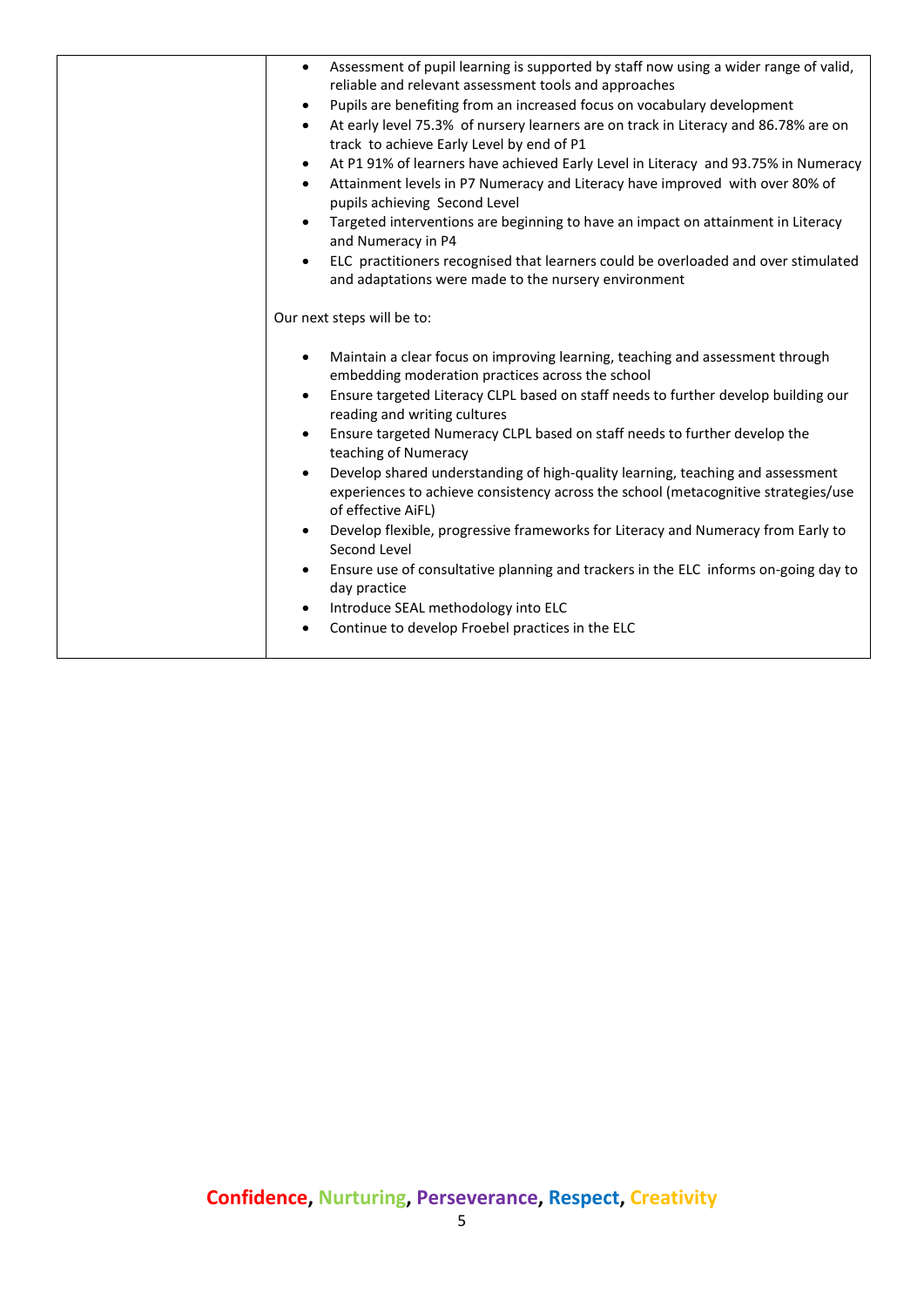| | • Assessment of pupil learning is supported by staff now using a wider range of valid, reliable and relevant assessment tools and approaches<br>• Pupils are benefiting from an increased focus on vocabulary development<br>• At early level 75.3% of nursery learners are on track in Literacy and 86.78% are on track to achieve Early Level by end of P1<br>• At P1 91% of learners have achieved Early Level in Literacy and 93.75% in Numeracy<br>• Attainment levels in P7 Numeracy and Literacy have improved with over 80% of pupils achieving Second Level<br>• Targeted interventions are beginning to have an impact on attainment in Literacy and Numeracy in P4<br>• ELC practitioners recognised that learners could be overloaded and over stimulated and adaptations were made to the nursery environment<br><br>Our next steps will be to:<br><br>• Maintain a clear focus on improving learning, teaching and assessment through embedding moderation practices across the school<br>• Ensure targeted Literacy CLPL based on staff needs to further develop building our reading and writing cultures<br>• Ensure targeted Numeracy CLPL based on staff needs to further develop the teaching of Numeracy<br>• Develop shared understanding of high-quality learning, teaching and assessment experiences to achieve consistency across the school (metacognitive strategies/use of effective AiFL)<br>• Develop flexible, progressive frameworks for Literacy and Numeracy from Early to Second Level<br>• Ensure use of consultative planning and trackers in the ELC informs on-going day to day practice<br>• Introduce SEAL methodology into ELC<br>• Continue to develop Froebel practices in the ELC |
|---|---|

**Confidence, Nurturing, Perseverance, Respect, Creativity**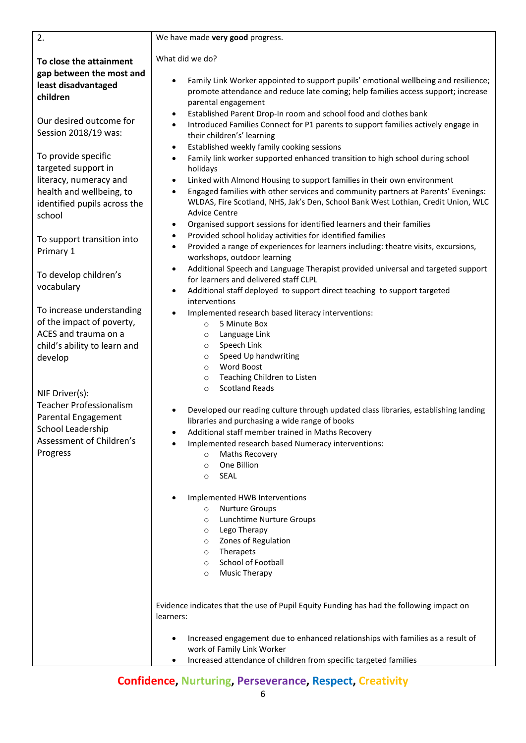| 2.<br><br>**To close the attainment gap between the most and least disadvantaged children**<br><br>Our desired outcome for Session 2018/19 was:<br><br>To provide specific targeted support in literacy, numeracy and health and wellbeing, to identified pupils across the school<br><br>To support transition into Primary 1<br><br>To develop children's vocabulary<br><br>To increase understanding of the impact of poverty, ACES and trauma on a child's ability to learn and develop<br><br>NIF Driver(s):<br>Teacher Professionalism<br>Parental Engagement<br>School Leadership<br>Assessment of Children's Progress | We have made **very good** progress.<br><br>What did we do?<br><br>• Family Link Worker appointed to support pupils' emotional wellbeing and resilience; promote attendance and reduce late coming; help families access support; increase parental engagement<br>• Established Parent Drop-In room and school food and clothes bank<br>• Introduced Families Connect for P1 parents to support families actively engage in their children's' learning<br>• Established weekly family cooking sessions<br>• Family link worker supported enhanced transition to high school during school holidays<br>• Linked with Almond Housing to support families in their own environment<br>• Engaged families with other services and community partners at Parents' Evenings: WLDAS, Fire Scotland, NHS, Jak's Den, School Bank West Lothian, Credit Union, WLC Advice Centre<br>• Organised support sessions for identified learners and their families<br>• Provided school holiday activities for identified families<br>• Provided a range of experiences for learners including: theatre visits, excursions, workshops, outdoor learning<br>• Additional Speech and Language Therapist provided universal and targeted support for learners and delivered staff CLPL<br>• Additional staff deployed to support direct teaching to support targeted interventions<br>• Implemented research based literacy interventions:<br>&nbsp;&nbsp;&nbsp;&nbsp;○ 5 Minute Box<br>&nbsp;&nbsp;&nbsp;&nbsp;○ Language Link<br>&nbsp;&nbsp;&nbsp;&nbsp;○ Speech Link<br>&nbsp;&nbsp;&nbsp;&nbsp;○ Speed Up handwriting<br>&nbsp;&nbsp;&nbsp;&nbsp;○ Word Boost<br>&nbsp;&nbsp;&nbsp;&nbsp;○ Teaching Children to Listen<br>&nbsp;&nbsp;&nbsp;&nbsp;○ Scotland Reads<br><br>• Developed our reading culture through updated class libraries, establishing landing libraries and purchasing a wide range of books<br>• Additional staff member trained in Maths Recovery<br>• Implemented research based Numeracy interventions:<br>&nbsp;&nbsp;&nbsp;&nbsp;○ Maths Recovery<br>&nbsp;&nbsp;&nbsp;&nbsp;○ One Billion<br>&nbsp;&nbsp;&nbsp;&nbsp;○ SEAL<br><br>• Implemented HWB Interventions<br>&nbsp;&nbsp;&nbsp;&nbsp;○ Nurture Groups<br>&nbsp;&nbsp;&nbsp;&nbsp;○ Lunchtime Nurture Groups<br>&nbsp;&nbsp;&nbsp;&nbsp;○ Lego Therapy<br>&nbsp;&nbsp;&nbsp;&nbsp;○ Zones of Regulation<br>&nbsp;&nbsp;&nbsp;&nbsp;○ Therapets<br>&nbsp;&nbsp;&nbsp;&nbsp;○ School of Football<br>&nbsp;&nbsp;&nbsp;&nbsp;○ Music Therapy<br><br>Evidence indicates that the use of Pupil Equity Funding has had the following impact on learners:<br><br>• Increased engagement due to enhanced relationships with families as a result of work of Family Link Worker<br>• Increased attendance of children from specific targeted families |
|---|---|

**Confidence, Nurturing, Perseverance, Respect, Creativity**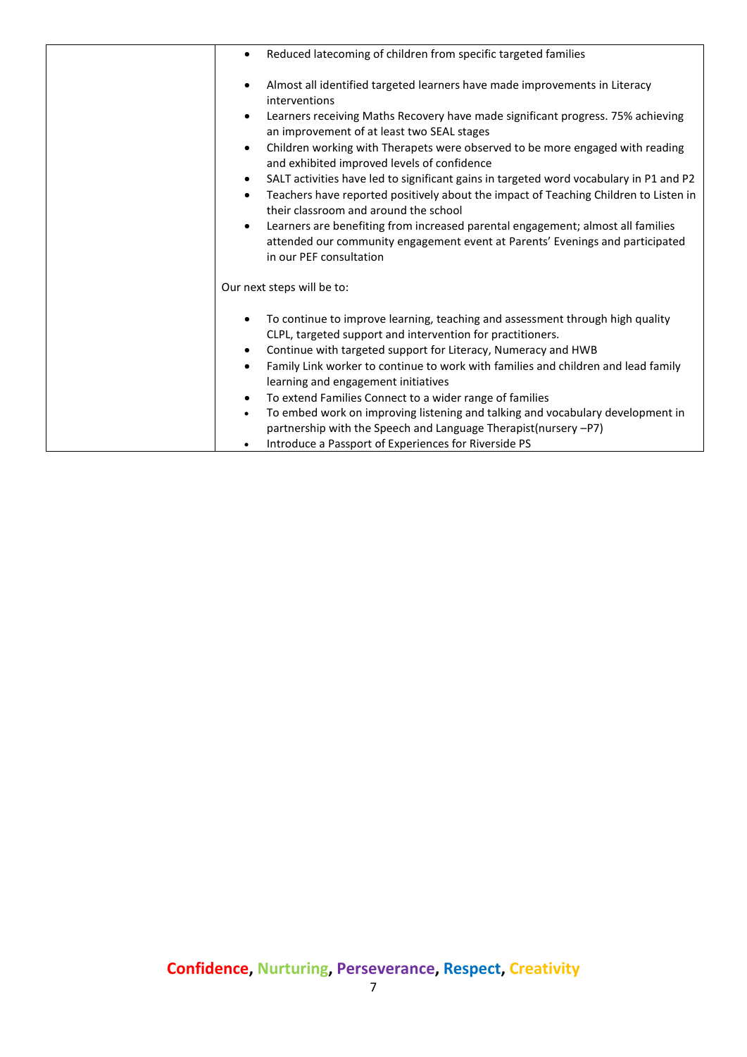| | • Reduced latecoming of children from specific targeted families<br><br>• Almost all identified targeted learners have made improvements in Literacy interventions<br>• Learners receiving Maths Recovery have made significant progress. 75% achieving an improvement of at least two SEAL stages<br>• Children working with Therapets were observed to be more engaged with reading and exhibited improved levels of confidence<br>• SALT activities have led to significant gains in targeted word vocabulary in P1 and P2<br>• Teachers have reported positively about the impact of Teaching Children to Listen in their classroom and around the school<br>• Learners are benefiting from increased parental engagement; almost all families attended our community engagement event at Parents' Evenings and participated in our PEF consultation<br><br>Our next steps will be to:<br><br>• To continue to improve learning, teaching and assessment through high quality CLPL, targeted support and intervention for practitioners.<br>• Continue with targeted support for Literacy, Numeracy and HWB<br>• Family Link worker to continue to work with families and children and lead family learning and engagement initiatives<br>• To extend Families Connect to a wider range of families<br>• To embed work on improving listening and talking and vocabulary development in partnership with the Speech and Language Therapist(nursery –P7)<br>• Introduce a Passport of Experiences for Riverside PS |
|---|---|

**Confidence, Nurturing, Perseverance, Respect, Creativity**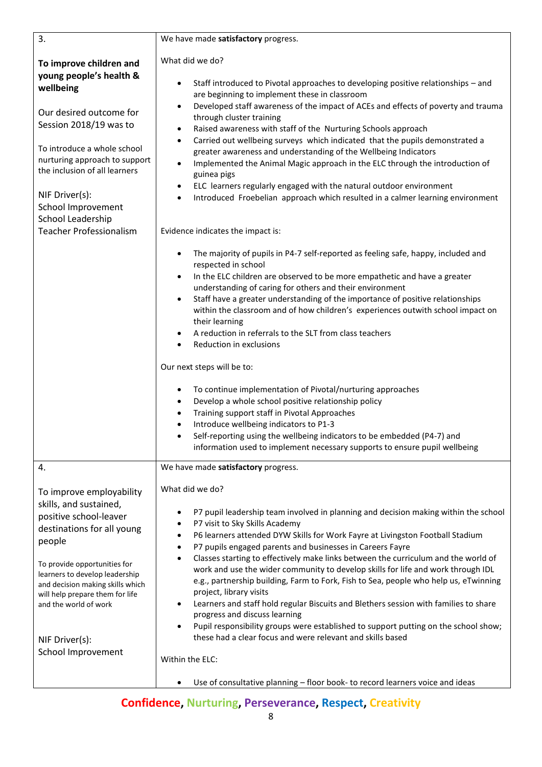| | |
|---|---|
| 3.<br><br>**To improve children and young people's health & wellbeing**<br><br>Our desired outcome for Session 2018/19 was to<br><br>To introduce a whole school nurturing approach to support the inclusion of all learners<br><br>NIF Driver(s):<br>School Improvement<br>School Leadership<br>Teacher Professionalism | We have made **satisfactory** progress.<br><br>What did we do?<br><br>• Staff introduced to Pivotal approaches to developing positive relationships – and are beginning to implement these in classroom<br>• Developed staff awareness of the impact of ACEs and effects of poverty and trauma through cluster training<br>• Raised awareness with staff of the Nurturing Schools approach<br>• Carried out wellbeing surveys which indicated that the pupils demonstrated a greater awareness and understanding of the Wellbeing Indicators<br>• Implemented the Animal Magic approach in the ELC through the introduction of guinea pigs<br>• ELC learners regularly engaged with the natural outdoor environment<br>• Introduced Froebelian approach which resulted in a calmer learning environment<br><br>Evidence indicates the impact is:<br><br>• The majority of pupils in P4-7 self-reported as feeling safe, happy, included and respected in school<br>• In the ELC children are observed to be more empathetic and have a greater understanding of caring for others and their environment<br>• Staff have a greater understanding of the importance of positive relationships within the classroom and of how children's experiences outwith school impact on their learning<br>• A reduction in referrals to the SLT from class teachers<br>• Reduction in exclusions<br><br>Our next steps will be to:<br><br>• To continue implementation of Pivotal/nurturing approaches<br>• Develop a whole school positive relationship policy<br>• Training support staff in Pivotal Approaches<br>• Introduce wellbeing indicators to P1-3<br>• Self-reporting using the wellbeing indicators to be embedded (P4-7) and information used to implement necessary supports to ensure pupil wellbeing |
| 4.<br><br>To improve employability skills, and sustained, positive school-leaver destinations for all young people<br><br>To provide opportunities for learners to develop leadership and decision making skills which will help prepare them for life and the world of work<br><br>NIF Driver(s):<br>School Improvement | We have made **satisfactory** progress.<br><br>What did we do?<br><br>• P7 pupil leadership team involved in planning and decision making within the school<br>• P7 visit to Sky Skills Academy<br>• P6 learners attended DYW Skills for Work Fayre at Livingston Football Stadium<br>• P7 pupils engaged parents and businesses in Careers Fayre<br>• Classes starting to effectively make links between the curriculum and the world of work and use the wider community to develop skills for life and work through IDL e.g., partnership building, Farm to Fork, Fish to Sea, people who help us, eTwinning project, library visits<br>• Learners and staff hold regular Biscuits and Blethers session with families to share progress and discuss learning<br>• Pupil responsibility groups were established to support putting on the school show; these had a clear focus and were relevant and skills based<br><br>Within the ELC:<br><br>• Use of consultative planning – floor book- to record learners voice and ideas |

**Confidence, Nurturing, Perseverance, Respect, Creativity**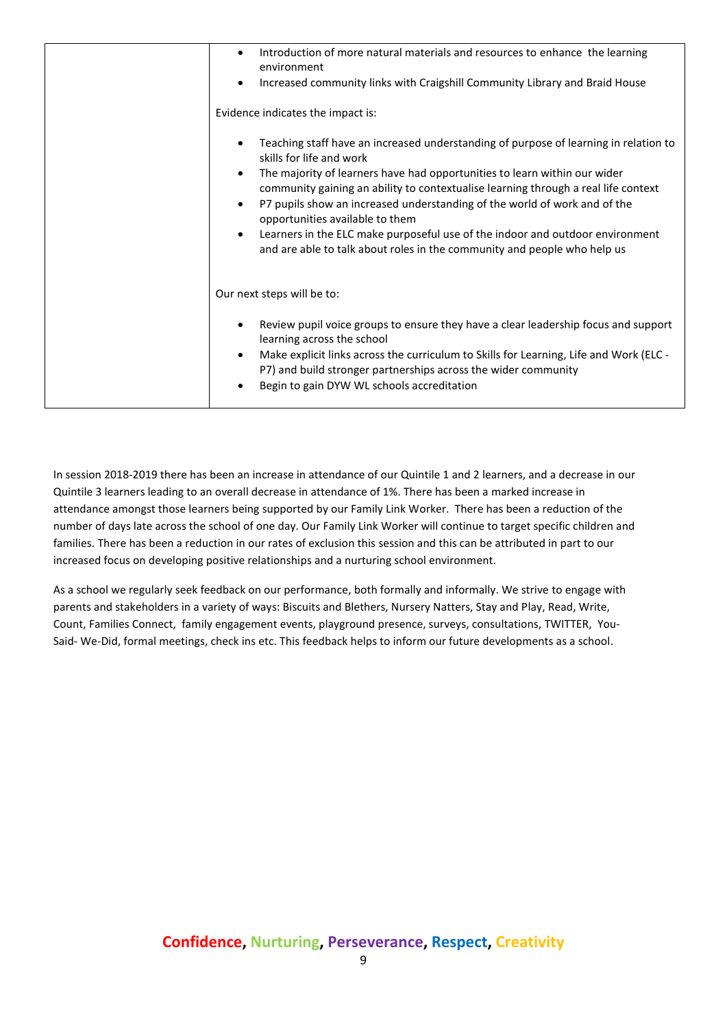| | • Introduction of more natural materials and resources to enhance the learning environment<br>• Increased community links with Craigshill Community Library and Braid House<br><br>Evidence indicates the impact is:<br><br>• Teaching staff have an increased understanding of purpose of learning in relation to skills for life and work<br>• The majority of learners have had opportunities to learn within our wider community gaining an ability to contextualise learning through a real life context<br>• P7 pupils show an increased understanding of the world of work and of the opportunities available to them<br>• Learners in the ELC make purposeful use of the indoor and outdoor environment and are able to talk about roles in the community and people who help us<br><br>Our next steps will be to:<br><br>• Review pupil voice groups to ensure they have a clear leadership focus and support learning across the school<br>• Make explicit links across the curriculum to Skills for Learning, Life and Work (ELC - P7) and build stronger partnerships across the wider community<br>• Begin to gain DYW WL schools accreditation |
|---|---|

In session 2018-2019 there has been an increase in attendance of our Quintile 1 and 2 learners, and a decrease in our Quintile 3 learners leading to an overall decrease in attendance of 1%. There has been a marked increase in attendance amongst those learners being supported by our Family Link Worker. There has been a reduction of the number of days late across the school of one day. Our Family Link Worker will continue to target specific children and families. There has been a reduction in our rates of exclusion this session and this can be attributed in part to our increased focus on developing positive relationships and a nurturing school environment.

As a school we regularly seek feedback on our performance, both formally and informally. We strive to engage with parents and stakeholders in a variety of ways: Biscuits and Blethers, Nursery Natters, Stay and Play, Read, Write, Count, Families Connect, family engagement events, playground presence, surveys, consultations, TWITTER, You-Said- We-Did, formal meetings, check ins etc. This feedback helps to inform our future developments as a school.

**Confidence, Nurturing, Perseverance, Respect, Creativity**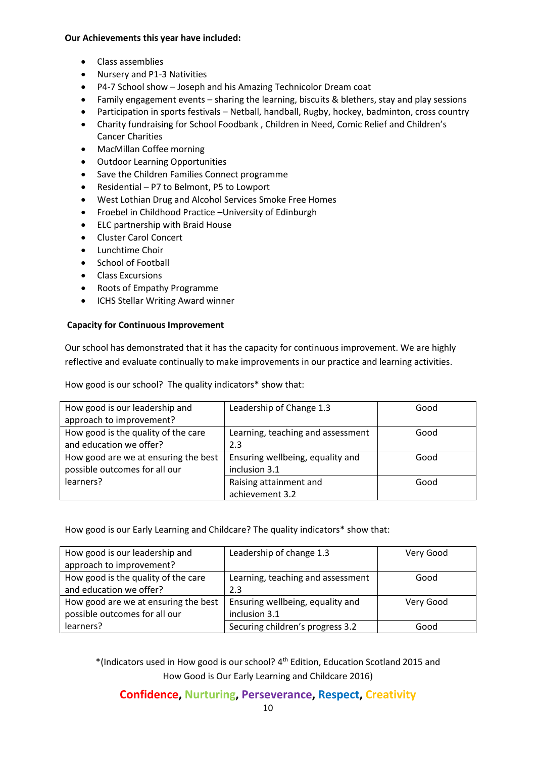**Our Achievements this year have included:**

- Class assemblies
- Nursery and P1-3 Nativities
- P4-7 School show – Joseph and his Amazing Technicolor Dream coat
- Family engagement events – sharing the learning, biscuits & blethers, stay and play sessions
- Participation in sports festivals – Netball, handball, Rugby, hockey, badminton, cross country
- Charity fundraising for School Foodbank , Children in Need, Comic Relief and Children's Cancer Charities
- MacMillan Coffee morning
- Outdoor Learning Opportunities
- Save the Children Families Connect programme
- Residential – P7 to Belmont, P5 to Lowport
- West Lothian Drug and Alcohol Services Smoke Free Homes
- Froebel in Childhood Practice –University of Edinburgh
- ELC partnership with Braid House
- Cluster Carol Concert
- Lunchtime Choir
- School of Football
- Class Excursions
- Roots of Empathy Programme
- ICHS Stellar Writing Award winner

**Capacity for Continuous Improvement**

Our school has demonstrated that it has the capacity for continuous improvement. We are highly reflective and evaluate continually to make improvements in our practice and learning activities.

How good is our school? The quality indicators* show that:

| | | |
|---|---|---|
| How good is our leadership and approach to improvement? | Leadership of Change 1.3 | Good |
| How good is the quality of the care and education we offer? | Learning, teaching and assessment 2.3 | Good |
| How good are we at ensuring the best possible outcomes for all our learners? | Ensuring wellbeing, equality and inclusion 3.1 | Good |
| | Raising attainment and achievement 3.2 | Good |

How good is our Early Learning and Childcare? The quality indicators* show that:

| | | |
|---|---|---|
| How good is our leadership and approach to improvement? | Leadership of change 1.3 | Very Good |
| How good is the quality of the care and education we offer? | Learning, teaching and assessment 2.3 | Good |
| How good are we at ensuring the best possible outcomes for all our learners? | Ensuring wellbeing, equality and inclusion 3.1 | Very Good |
| | Securing children's progress 3.2 | Good |

*(Indicators used in How good is our school? 4th Edition, Education Scotland 2015 and How Good is Our Early Learning and Childcare 2016)

**Confidence, Nurturing, Perseverance, Respect, Creativity**